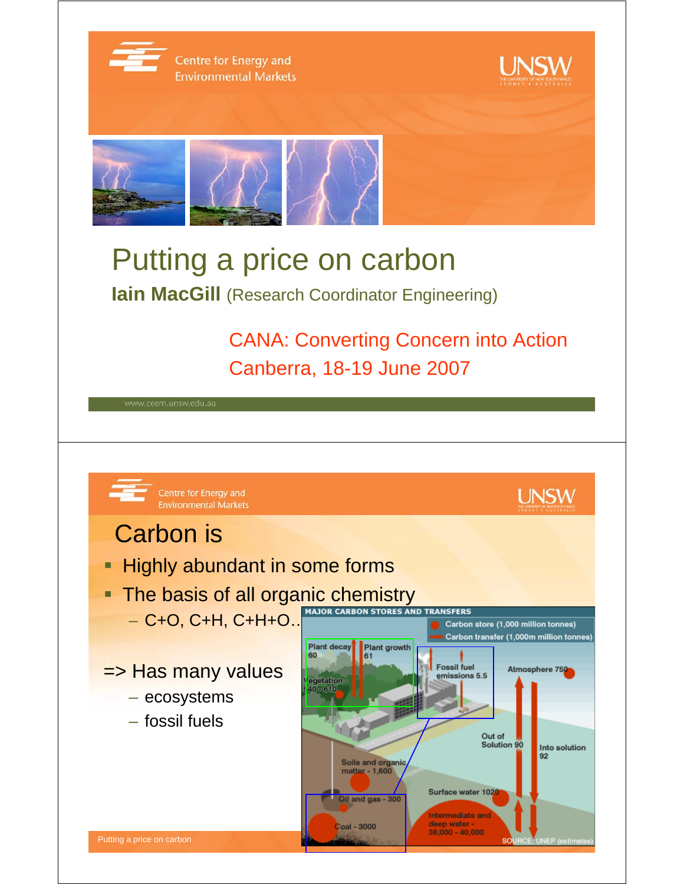Centre for Energy and Environmental Markets

# Putting a price on carbon

**Iain MacGill** (Research Coordinator Engineering)

CANA: Converting Concern into Action
Canberra, 18-19 June 2007

www.ceem.unsw.edu.au

---

Centre for Energy and Environmental Markets

## Carbon is

- Highly abundant in some forms
- The basis of all organic chemistry
  - C+O, C+H, C+H+O..

=> Has many values
  - ecosystems
  - fossil fuels

MAJOR CARBON STORES AND TRANSFERS

- Carbon store (1,000 million tonnes)
- Carbon transfer (1,000m million tonnes)

Plant decay 60
Plant growth 61
Vegetation - 540 - 610
Fossil fuel emissions 5.5
Atmosphere 750
Out of Solution 90
Into solution 92
Soils and organic matter - 1,600
Oil and gas - 300
Coal - 3000
Surface water 1020
Intermediate and deep water - 38,000 - 40,000

SOURCE: UNEP (estimates)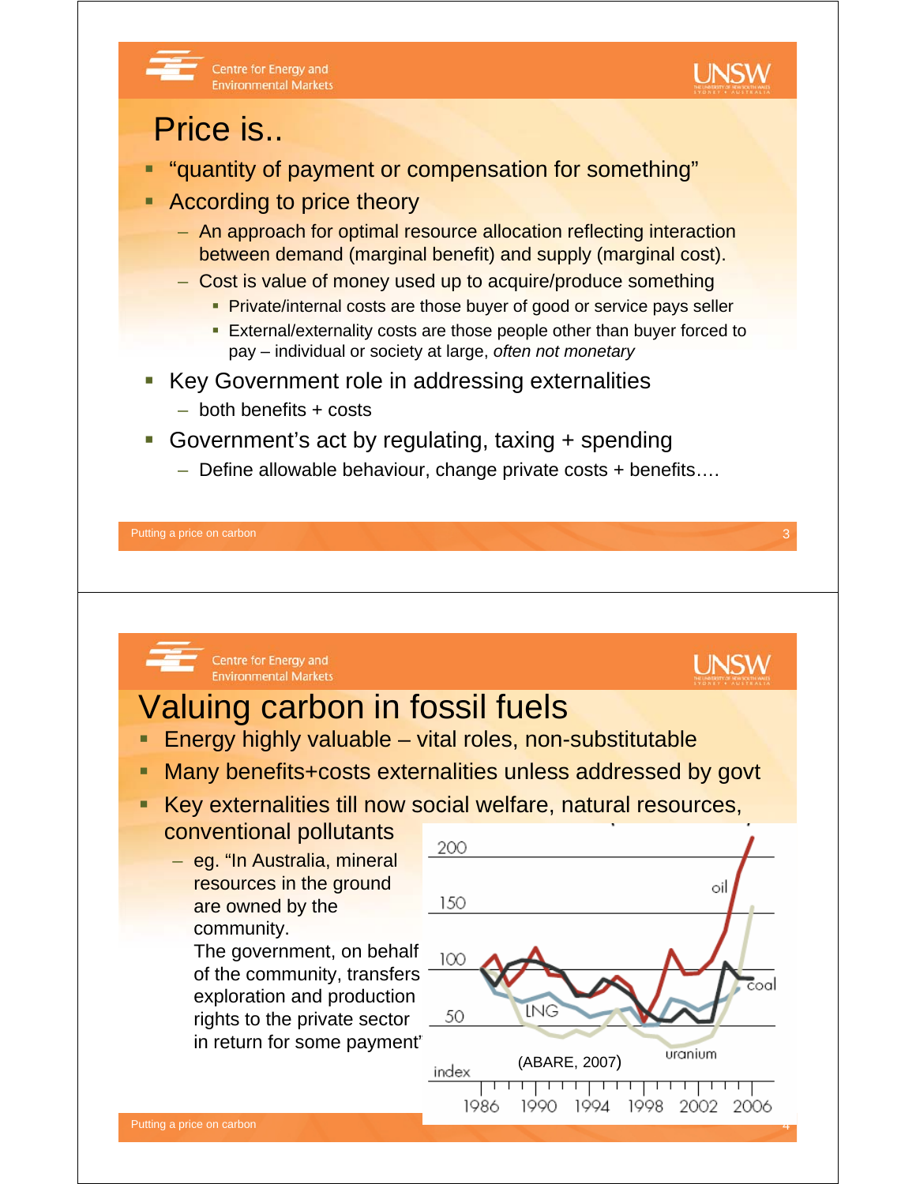# Price is..

- "quantity of payment or compensation for something"
- According to price theory
  - An approach for optimal resource allocation reflecting interaction between demand (marginal benefit) and supply (marginal cost).
  - Cost is value of money used up to acquire/produce something
    - Private/internal costs are those buyer of good or service pays seller
    - External/externality costs are those people other than buyer forced to pay – individual or society at large, *often not monetary*
- Key Government role in addressing externalities
  - both benefits + costs
- Government's act by regulating, taxing + spending
  - Define allowable behaviour, change private costs + benefits….

# Valuing carbon in fossil fuels

- Energy highly valuable – vital roles, non-substitutable
- Many benefits+costs externalities unless addressed by govt
- Key externalities till now social welfare, natural resources, conventional pollutants
  - eg. "In Australia, mineral resources in the ground are owned by the community. The government, on behalf of the community, transfers exploration and production rights to the private sector in return for some payment"

(ABARE, 2007)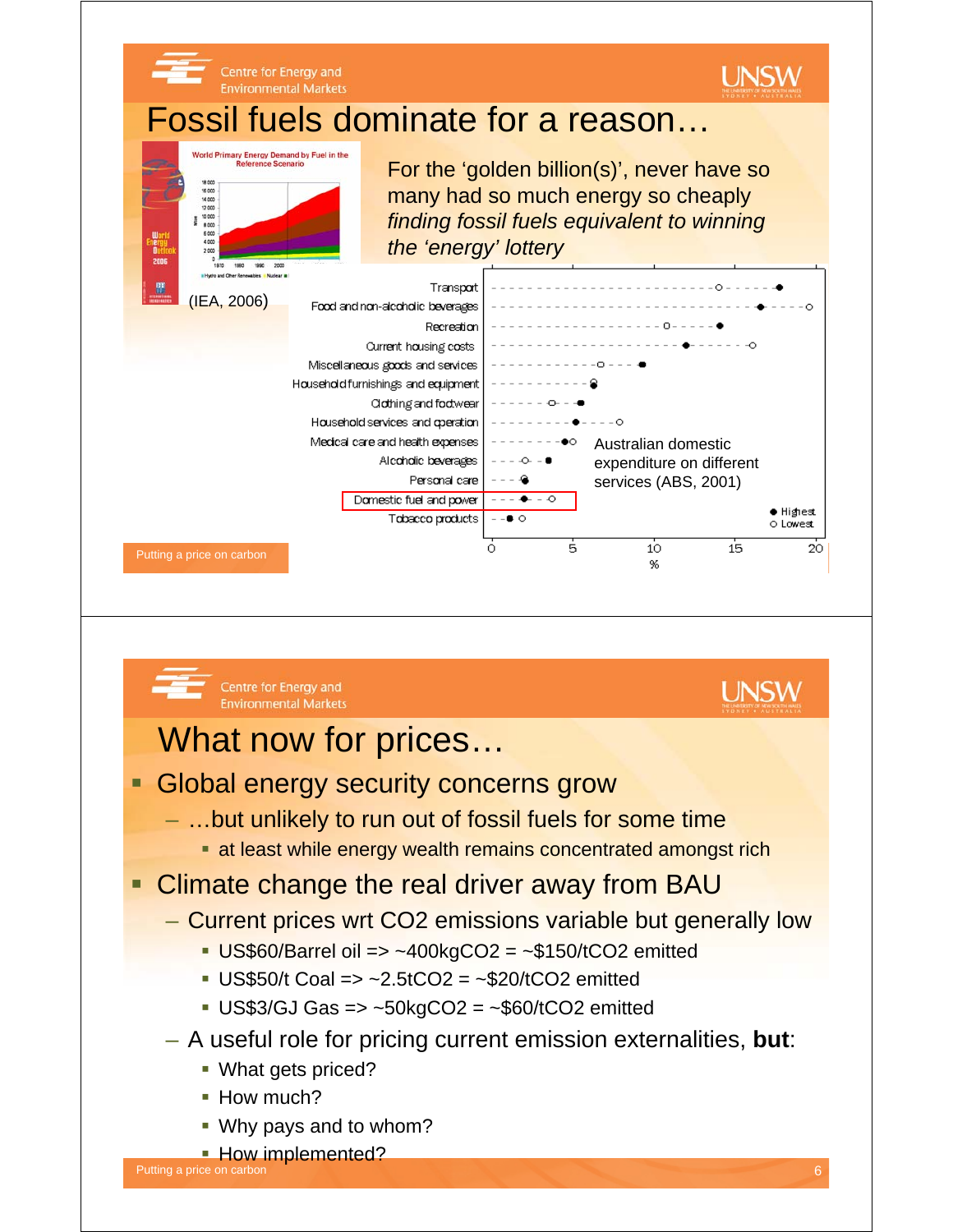# Fossil fuels dominate for a reason…

World Primary Energy Demand by Fuel in the Reference Scenario

(IEA, 2006)

For the 'golden billion(s)', never have so many had so much energy so cheaply *finding fossil fuels equivalent to winning the 'energy' lottery*

Australian domestic expenditure on different services (ABS, 2001)

| Category | Lowest (%) | Highest (%) |
|---|---|---|
| Transport | ~14 | ~17.5 |
| Food and non-alcoholic beverages | ~19.5 | ~16.5 |
| Recreation | ~10.5 | ~14 |
| Current housing costs | ~16 | ~12 |
| Miscellaneous goods and services | ~7 | ~9.5 |
| Household furnishings and equipment | ~6.3 | ~6.3 |
| Clothing and footwear | ~4 | ~5.5 |
| Household services and operation | ~8 | ~5 |
| Medical care and health expenses | ~5 | ~4.5 |
| Alcoholic beverages | ~2 | ~3.5 |
| Personal care | ~2 | ~2 |
| Domestic fuel and power | ~3.7 | ~2 |
| Tobacco products | ~1.9 | ~1.2 |

# What now for prices…

- Global energy security concerns grow
  - …but unlikely to run out of fossil fuels for some time
    - at least while energy wealth remains concentrated amongst rich
- Climate change the real driver away from BAU
  - Current prices wrt CO2 emissions variable but generally low
    - US$60/Barrel oil => ~400kgCO2 = ~$150/tCO2 emitted
    - US$50/t Coal => ~2.5tCO2 = ~$20/tCO2 emitted
    - US$3/GJ Gas => ~50kgCO2 = ~$60/tCO2 emitted
  - A useful role for pricing current emission externalities, **but**:
    - What gets priced?
    - How much?
    - Why pays and to whom?
    - How implemented?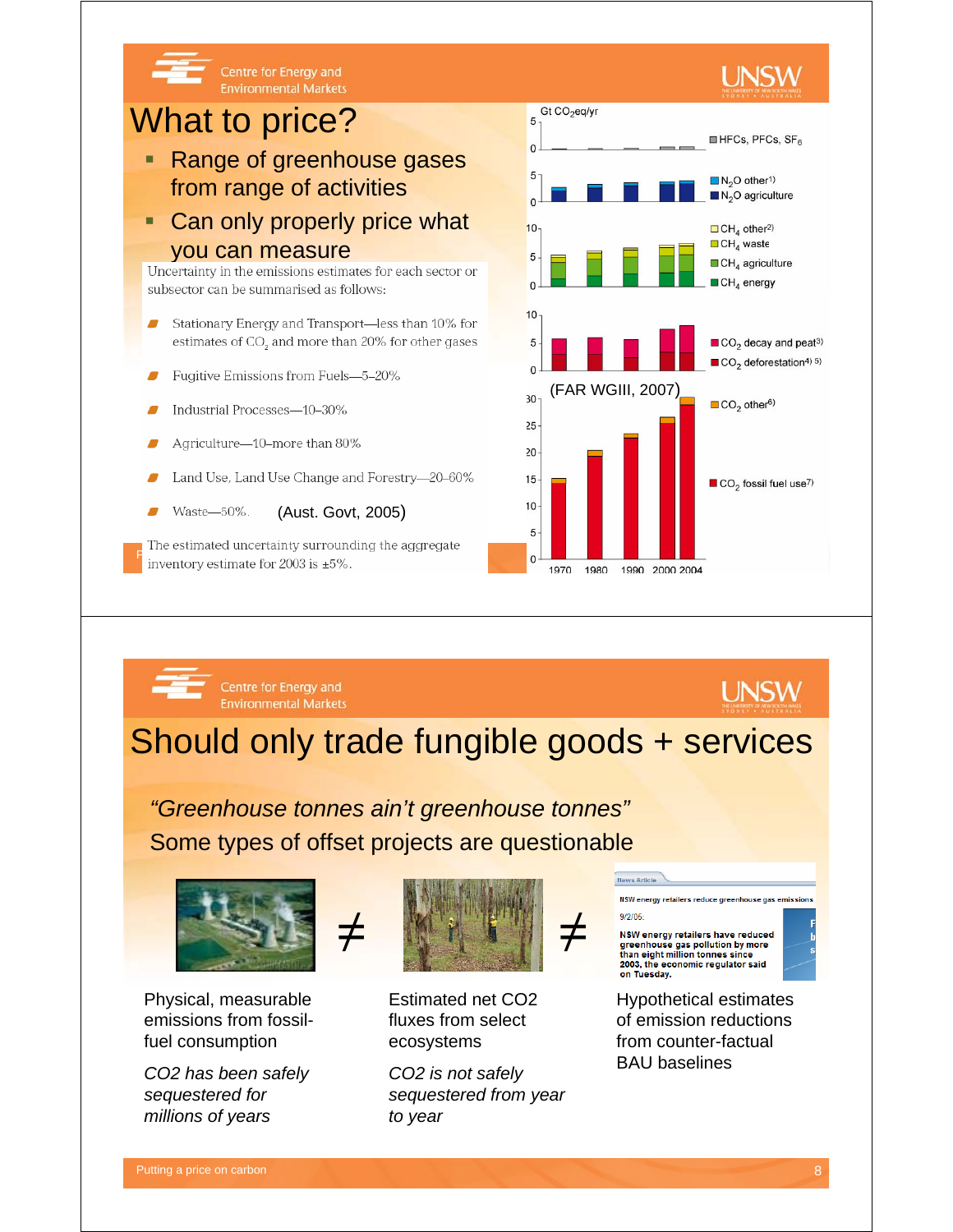# What to price?

- Range of greenhouse gases from range of activities
- Can only properly price what you can measure

Uncertainty in the emissions estimates for each sector or subsector can be summarised as follows:

- Stationary Energy and Transport—less than 10% for estimates of $CO_2$ and more than 20% for other gases
- Fugitive Emissions from Fuels—5–20%
- Industrial Processes—10–30%
- Agriculture—10–more than 80%
- Land Use, Land Use Change and Forestry—20–60%
- Waste—50%. (Aust. Govt, 2005)

The estimated uncertainty surrounding the aggregate inventory estimate for 2003 is ±5%.

Gt $CO_2$eq/yr (FAR WGIII, 2007)

- HFCs, PFCs, $SF_6$
- $N_2O$ other[1]
- $N_2O$ agriculture
- $CH_4$ other[2]
- $CH_4$ waste
- $CH_4$ agriculture
- $CH_4$ energy
- $CO_2$ decay and peat[3]
- $CO_2$ deforestation[4) 5)]
- $CO_2$ other[6]
- $CO_2$ fossil fuel use[7]

1970 1980 1990 2000 2004

# Should only trade fungible goods + services

*"Greenhouse tonnes ain't greenhouse tonnes"*

Some types of offset projects are questionable

News Article

NSW energy retailers reduce greenhouse gas emissions

9/2/06:

NSW energy retailers have reduced greenhouse gas pollution by more than eight million tonnes since 2003, the economic regulator said on Tuesday.

| Physical, measurable emissions from fossil-fuel consumption | ≠ | Estimated net CO2 fluxes from select ecosystems | ≠ | Hypothetical estimates of emission reductions from counter-factual BAU baselines |
|---|---|---|---|---|
| *CO2 has been safely sequestered for millions of years* | | *CO2 is not safely sequestered from year to year* | | |

Putting a price on carbon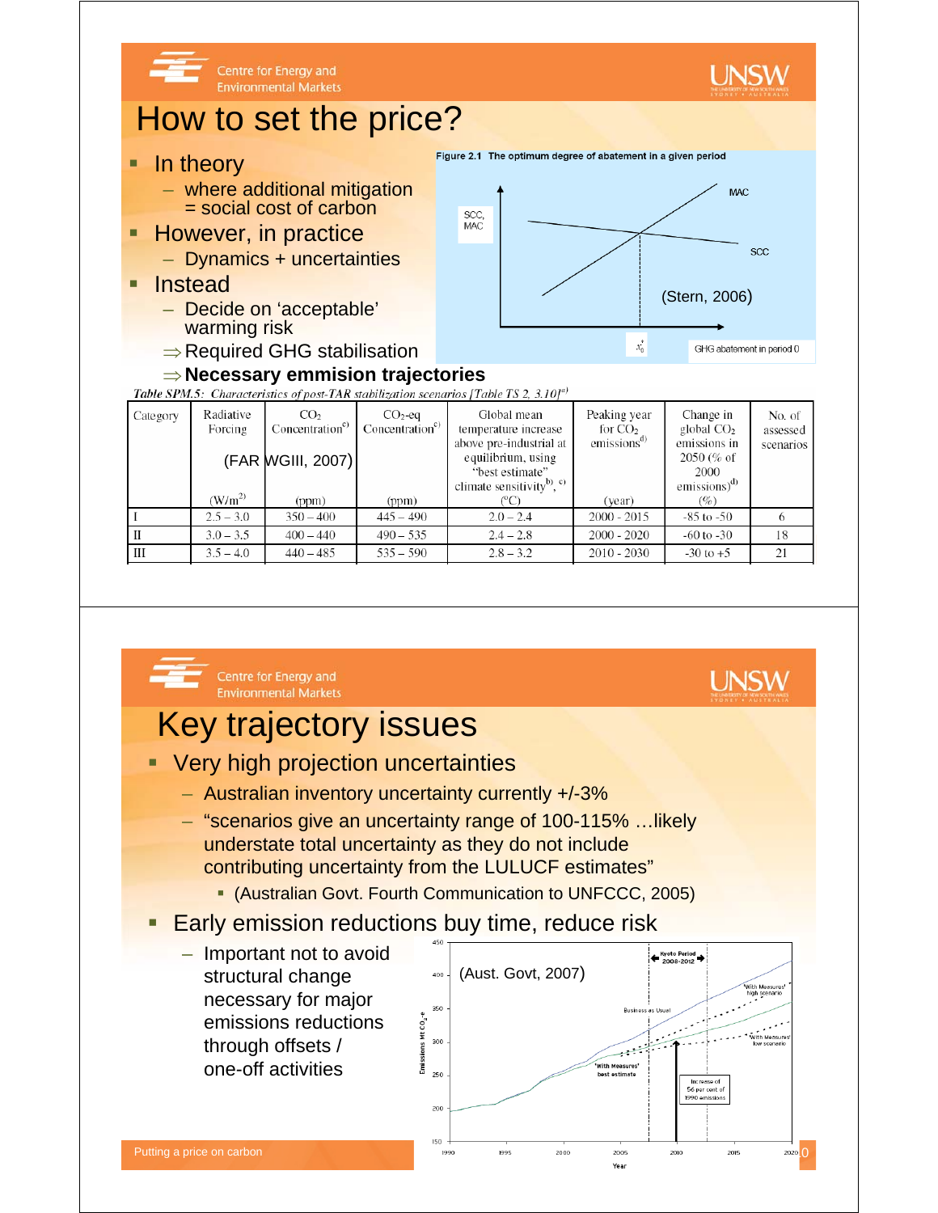## How to set the price?

- In theory
  - where additional mitigation = social cost of carbon
- However, in practice
  - Dynamics + uncertainties
- Instead
  - Decide on 'acceptable' warming risk
  - ⇒ Required GHG stabilisation
  - ⇒ **Necessary emmision trajectories**

**Figure 2.1 The optimum degree of abatement in a given period**

(Stern, 2006)

*Table SPM.5: Characteristics of post-TAR stabilization scenarios [Table TS 2, 3.10]*[a]

(FAR WGIII, 2007)

| Category | Radiative Forcing ($W/m^2$) | $CO_2$ Concentration[c] (ppm) | $CO_2$-eq Concentration[c] (ppm) | Global mean temperature increase above pre-industrial at equilibrium, using "best estimate" climate sensitivity[b], [c] (°C) | Peaking year for $CO_2$ emissions[d] (year) | Change in global $CO_2$ emissions in 2050 (% of 2000 emissions)[d] (%) | No. of assessed scenarios |
|---|---|---|---|---|---|---|---|
| I | 2.5 – 3.0 | 350 – 400 | 445 – 490 | 2.0 – 2.4 | 2000 - 2015 | -85 to -50 | 6 |
| II | 3.0 – 3.5 | 400 – 440 | 490 – 535 | 2.4 – 2.8 | 2000 - 2020 | -60 to -30 | 18 |
| III | 3.5 – 4.0 | 440 – 485 | 535 – 590 | 2.8 – 3.2 | 2010 - 2030 | -30 to +5 | 21 |

## Key trajectory issues

- Very high projection uncertainties
  - Australian inventory uncertainty currently +/-3%
  - "scenarios give an uncertainty range of 100-115% …likely understate total uncertainty as they do not include contributing uncertainty from the LULUCF estimates"
    - (Australian Govt. Fourth Communication to UNFCCC, 2005)
- Early emission reductions buy time, reduce risk
  - Important not to avoid structural change necessary for major emissions reductions through offsets / one-off activities

(Aust. Govt, 2007)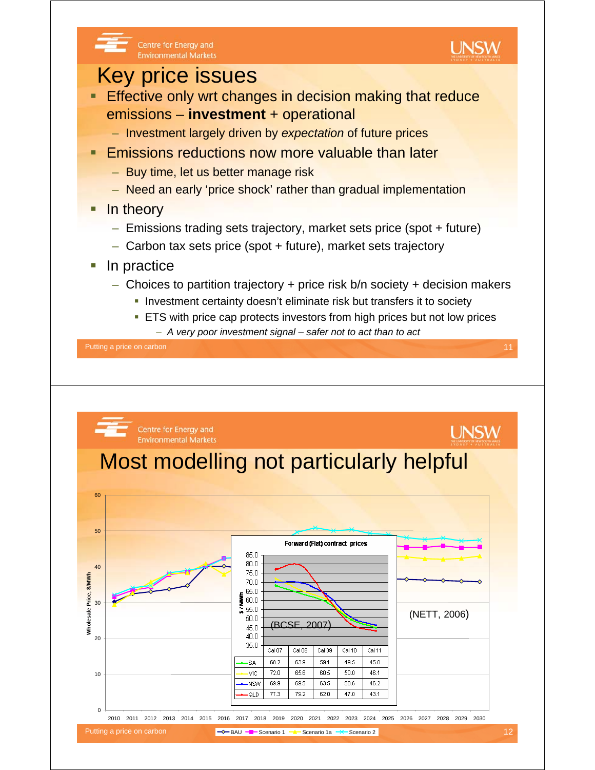# Key price issues

- Effective only wrt changes in decision making that reduce emissions – **investment** + operational
  - Investment largely driven by *expectation* of future prices
- Emissions reductions now more valuable than later
  - Buy time, let us better manage risk
  - Need an early 'price shock' rather than gradual implementation
- In theory
  - Emissions trading sets trajectory, market sets price (spot + future)
  - Carbon tax sets price (spot + future), market sets trajectory
- In practice
  - Choices to partition trajectory + price risk b/n society + decision makers
    - Investment certainty doesn't eliminate risk but transfers it to society
    - ETS with price cap protects investors from high prices but not low prices
      - *A very poor investment signal – safer not to act than to act*

# Most modelling not particularly helpful

Wholesale Price, $/MWh (NETT, 2006) — BAU, Scenario 1, Scenario 1a, Scenario 2 (2010–2030)

Forward (Flat) contract prices (BCSE, 2007)

| | Cal 07 | Cal 08 | Cal 09 | Cal 10 | Cal 11 |
|---|---|---|---|---|---|
| SA | 68.2 | 63.9 | 59.1 | 49.5 | 45.0 |
| VIC | 72.0 | 65.6 | 60.5 | 50.0 | 46.1 |
| NSW | 69.9 | 69.5 | 63.5 | 50.6 | 46.2 |
| QLD | 77.3 | 79.2 | 62.0 | 47.0 | 43.1 |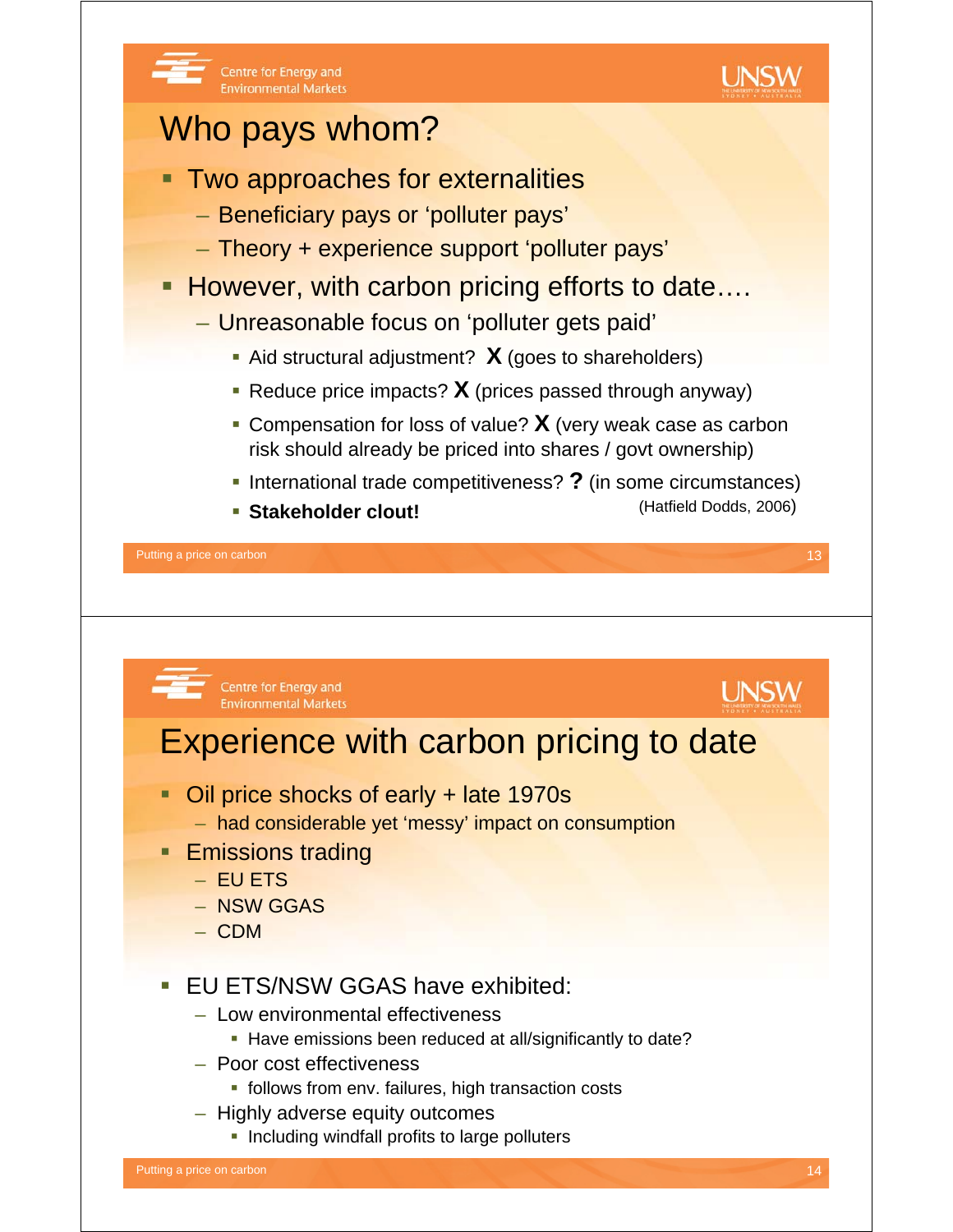# Who pays whom?

- Two approaches for externalities
  - Beneficiary pays or 'polluter pays'
  - Theory + experience support 'polluter pays'
- However, with carbon pricing efforts to date….
  - Unreasonable focus on 'polluter gets paid'
    - Aid structural adjustment? **X** (goes to shareholders)
    - Reduce price impacts? **X** (prices passed through anyway)
    - Compensation for loss of value? **X** (very weak case as carbon risk should already be priced into shares / govt ownership)
    - International trade competitiveness? **?** (in some circumstances)
    - **Stakeholder clout!**

(Hatfield Dodds, 2006)

# Experience with carbon pricing to date

- Oil price shocks of early + late 1970s
  - had considerable yet 'messy' impact on consumption
- Emissions trading
  - EU ETS
  - NSW GGAS
  - CDM
- EU ETS/NSW GGAS have exhibited:
  - Low environmental effectiveness
    - Have emissions been reduced at all/significantly to date?
  - Poor cost effectiveness
    - follows from env. failures, high transaction costs
  - Highly adverse equity outcomes
    - Including windfall profits to large polluters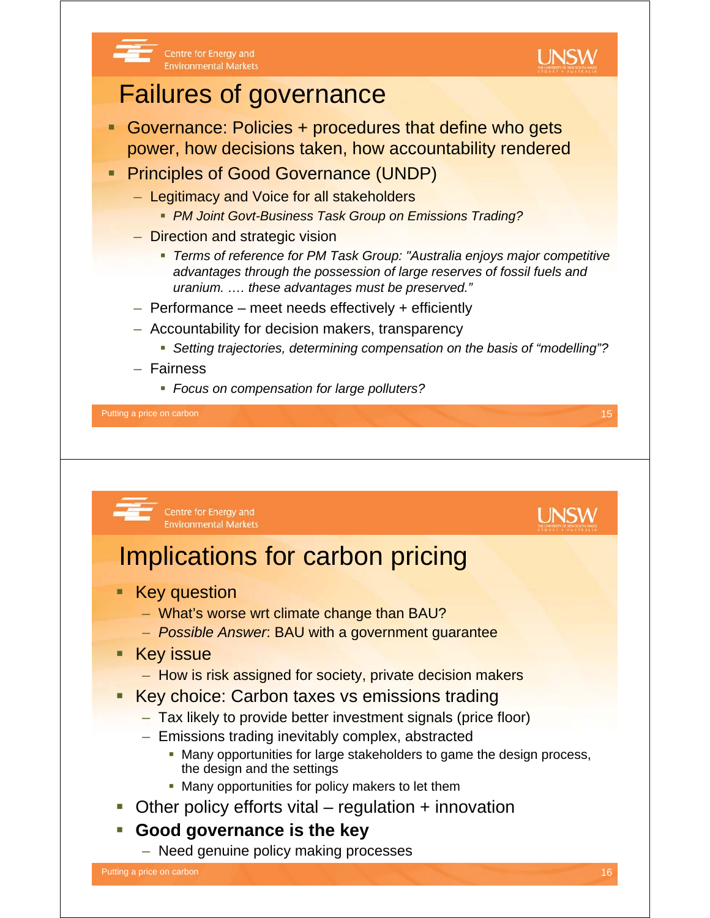# Failures of governance

- Governance: Policies + procedures that define who gets power, how decisions taken, how accountability rendered
- Principles of Good Governance (UNDP)
  - Legitimacy and Voice for all stakeholders
    - *PM Joint Govt-Business Task Group on Emissions Trading?*
  - Direction and strategic vision
    - *Terms of reference for PM Task Group: "Australia enjoys major competitive advantages through the possession of large reserves of fossil fuels and uranium. …. these advantages must be preserved."*
  - Performance – meet needs effectively + efficiently
  - Accountability for decision makers, transparency
    - *Setting trajectories, determining compensation on the basis of "modelling"?*
  - Fairness
    - *Focus on compensation for large polluters?*

# Implications for carbon pricing

- Key question
  - What's worse wrt climate change than BAU?
  - *Possible Answer*: BAU with a government guarantee
- Key issue
  - How is risk assigned for society, private decision makers
- Key choice: Carbon taxes vs emissions trading
  - Tax likely to provide better investment signals (price floor)
  - Emissions trading inevitably complex, abstracted
    - Many opportunities for large stakeholders to game the design process, the design and the settings
    - Many opportunities for policy makers to let them
- Other policy efforts vital – regulation + innovation
- **Good governance is the key**
  - Need genuine policy making processes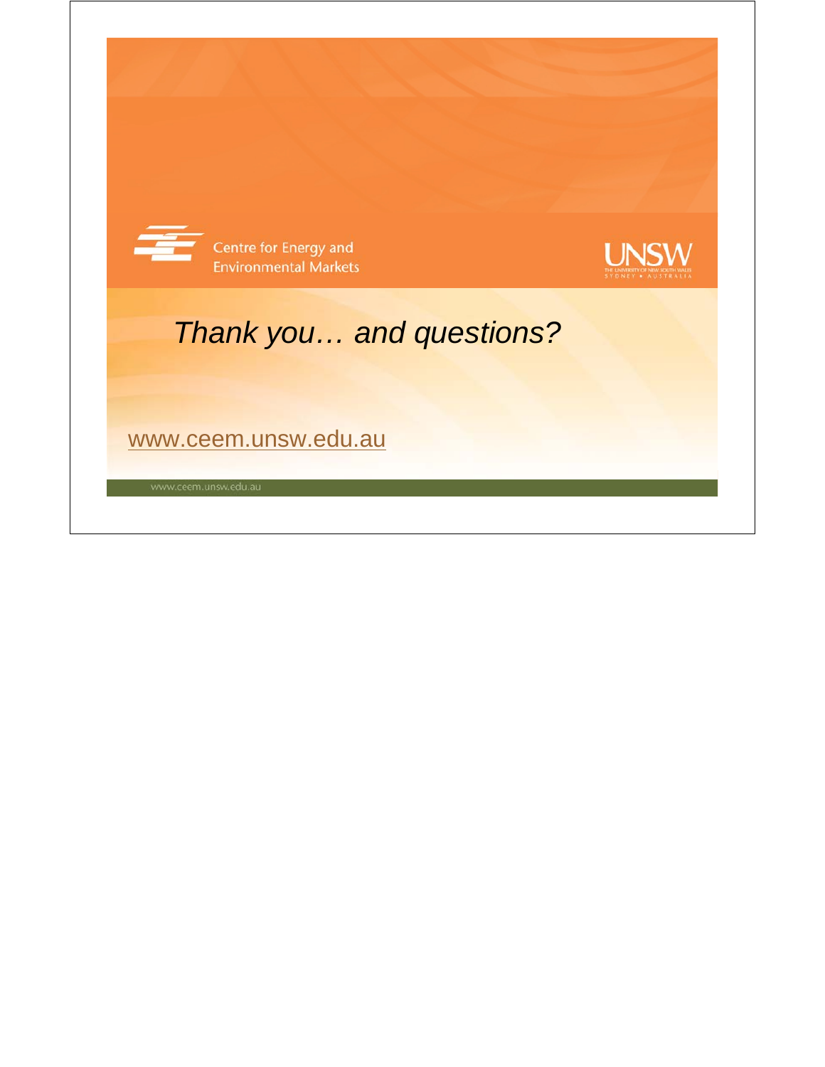Centre for Energy and Environmental Markets

UNSW

*Thank you… and questions?*

www.ceem.unsw.edu.au